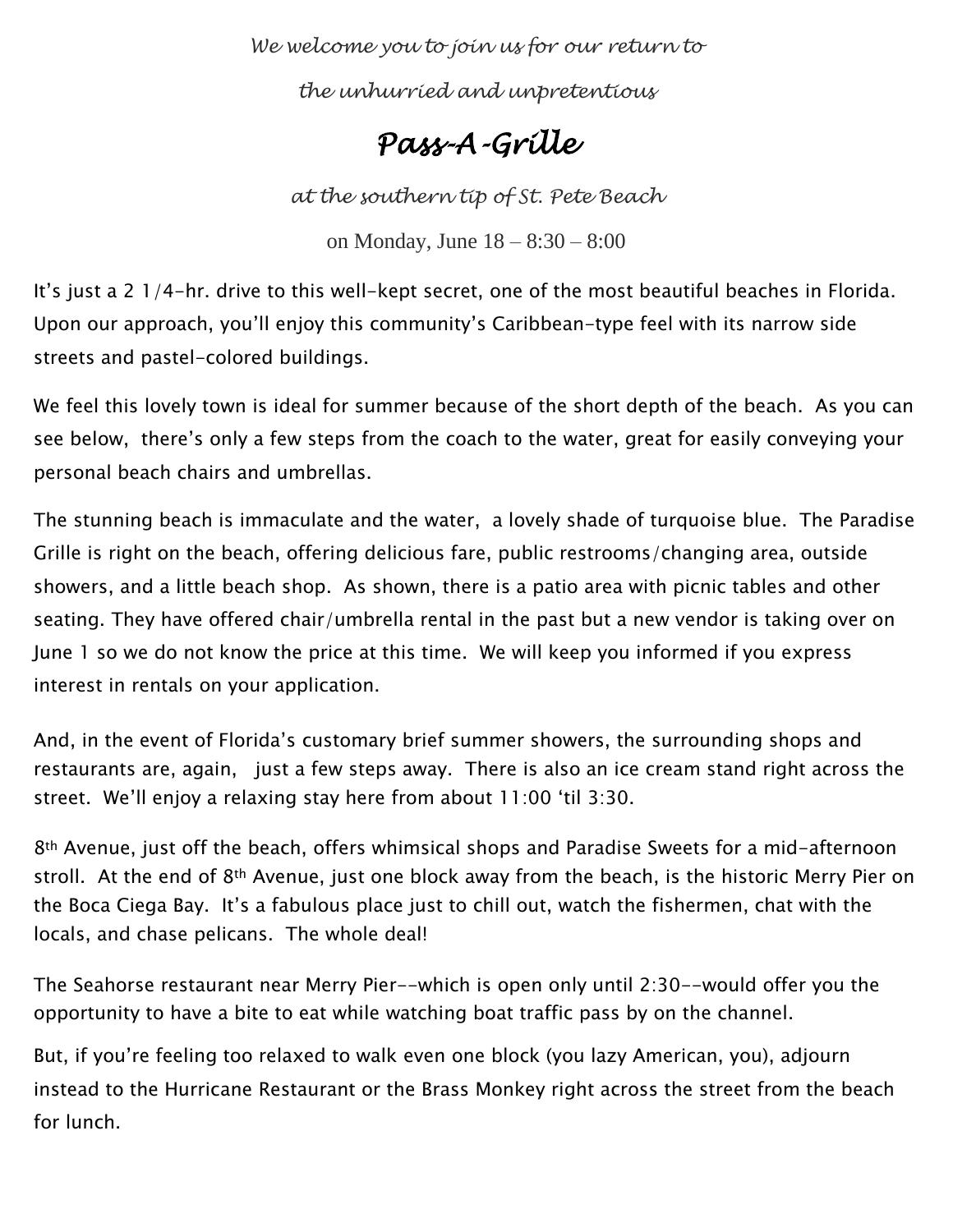*We welcome you to join us for our return to*

*the unhurried and unpretentious*

# *Pass-A-Grille*

*at the southern tip of St. Pete Beach*

on Monday, June 18 – 8:30 – 8:00

It's just a 2 1/4-hr. drive to this well-kept secret, one of the most beautiful beaches in Florida. Upon our approach, you'll enjoy this community's Caribbean-type feel with its narrow side streets and pastel-colored buildings.

We feel this lovely town is ideal for summer because of the short depth of the beach. As you can see below, there's only a few steps from the coach to the water, great for easily conveying your personal beach chairs and umbrellas.

The stunning beach is immaculate and the water, a lovely shade of turquoise blue. The Paradise Grille is right on the beach, offering delicious fare, public restrooms/changing area, outside showers, and a little beach shop. As shown, there is a patio area with picnic tables and other seating. They have offered chair/umbrella rental in the past but a new vendor is taking over on June 1 so we do not know the price at this time. We will keep you informed if you express interest in rentals on your application.

And, in the event of Florida's customary brief summer showers, the surrounding shops and restaurants are, again, just a few steps away. There is also an ice cream stand right across the street. We'll enjoy a relaxing stay here from about 11:00 'til 3:30.

8th Avenue, just off the beach, offers whimsical shops and Paradise Sweets for a mid-afternoon stroll. At the end of 8th Avenue, just one block away from the beach, is the historic Merry Pier on the Boca Ciega Bay. It's a fabulous place just to chill out, watch the fishermen, chat with the locals, and chase pelicans. The whole deal!

The Seahorse restaurant near Merry Pier--which is open only until 2:30--would offer you the opportunity to have a bite to eat while watching boat traffic pass by on the channel.

But, if you're feeling too relaxed to walk even one block (you lazy American, you), adjourn instead to the Hurricane Restaurant or the Brass Monkey right across the street from the beach for lunch.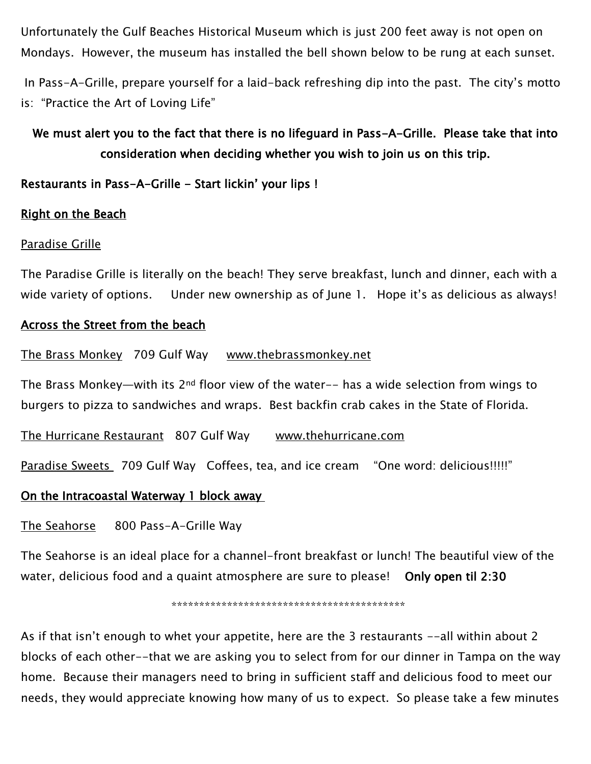Unfortunately the Gulf Beaches Historical Museum which is just 200 feet away is not open on Mondays. However, the museum has installed the bell shown below to be rung at each sunset.

In Pass-A-Grille, prepare yourself for a laid-back refreshing dip into the past. The city's motto is: "Practice the Art of Loving Life"

**We must alert you to the fact that there is no lifeguard in Pass-A-Grille. Please take that into consideration when deciding whether you wish to join us on this trip.**

**Restaurants in Pass-A-Grille - Start lickin' your lips !**

**Right on the Beach**

Paradise Grille

The Paradise Grille is literally on the beach! They serve breakfast, lunch and dinner, each with a wide variety of options. Under new ownership as of June 1. Hope it's as delicious as always!

**Across the Street from the beach**

The Brass Monkey 709 Gulf Way www.thebrassmonkey.net

The Brass Monkey—with its 2nd floor view of the water-- has a wide selection from wings to burgers to pizza to sandwiches and wraps. Best backfin crab cakes in the State of Florida.

The Hurricane Restaurant 807 Gulf Way www.thehurricane.com

Paradise Sweets 709 Gulf Way Coffees, tea, and ice cream "One word: delicious!!!!!"

**On the Intracoastal Waterway 1 block away**

The Seahorse 800 Pass-A-Grille Way

The Seahorse is an ideal place for a channel-front breakfast or lunch! The beautiful view of the water, delicious food and a quaint atmosphere are sure to please! **Only open til 2:30**

*******************************************

As if that isn't enough to whet your appetite, here are the 3 restaurants --all within about 2 blocks of each other--that we are asking you to select from for our dinner in Tampa on the way home. Because their managers need to bring in sufficient staff and delicious food to meet our needs, they would appreciate knowing how many of us to expect. So please take a few minutes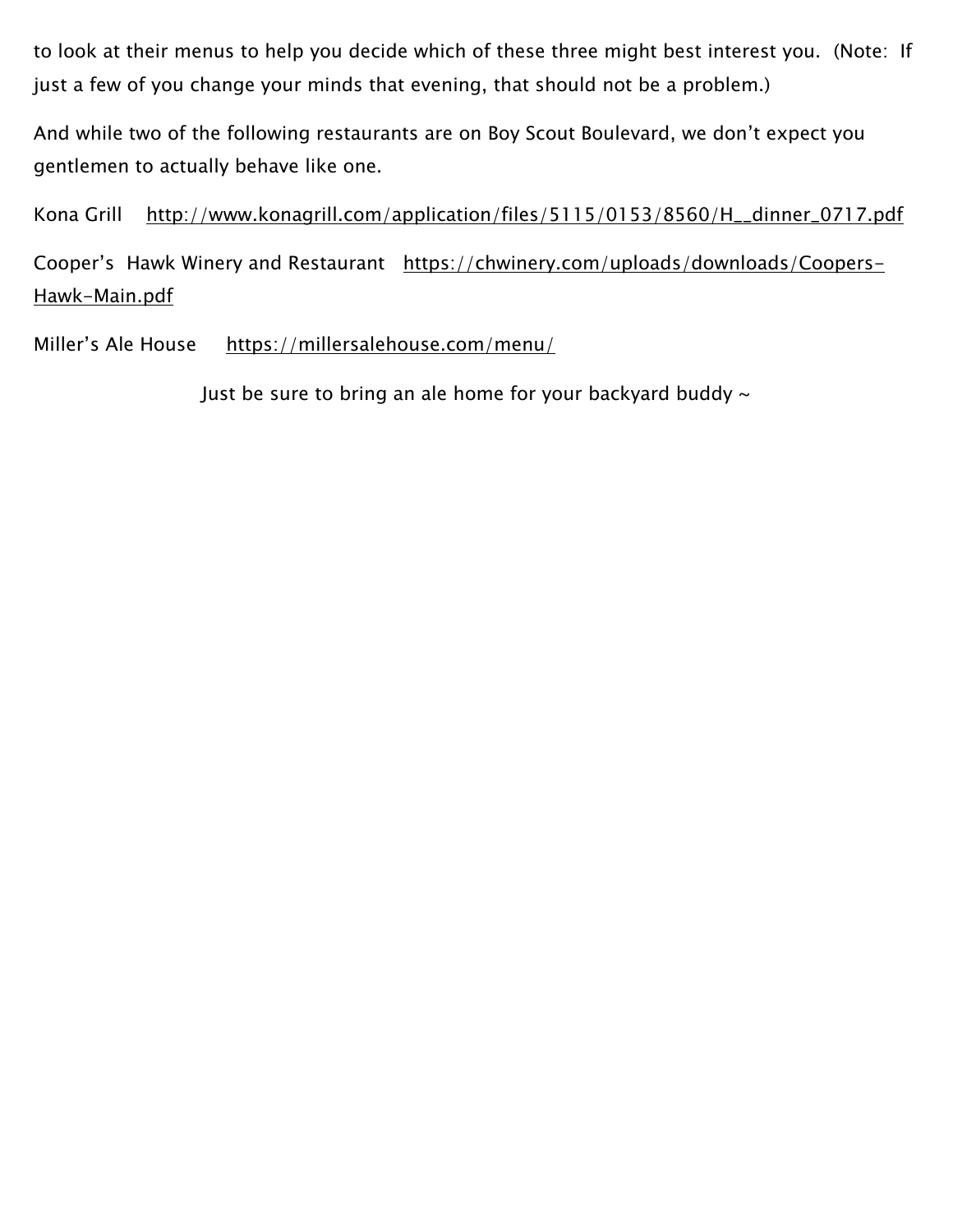to look at their menus to help you decide which of these three might best interest you. (Note: If just a few of you change your minds that evening, that should not be a problem.)

And while two of the following restaurants are on Boy Scout Boulevard, we don't expect you gentlemen to actually behave like one.

Kona Grill http://www.konagrill.com/application/files/5115/0153/8560/H__dinner_0717.pdf

Cooper's Hawk Winery and Restaurant https://chwinery.com/uploads/downloads/Coopers-Hawk-Main.pdf

Miller's Ale House https://millersalehouse.com/menu/

Just be sure to bring an ale home for your backyard buddy ~